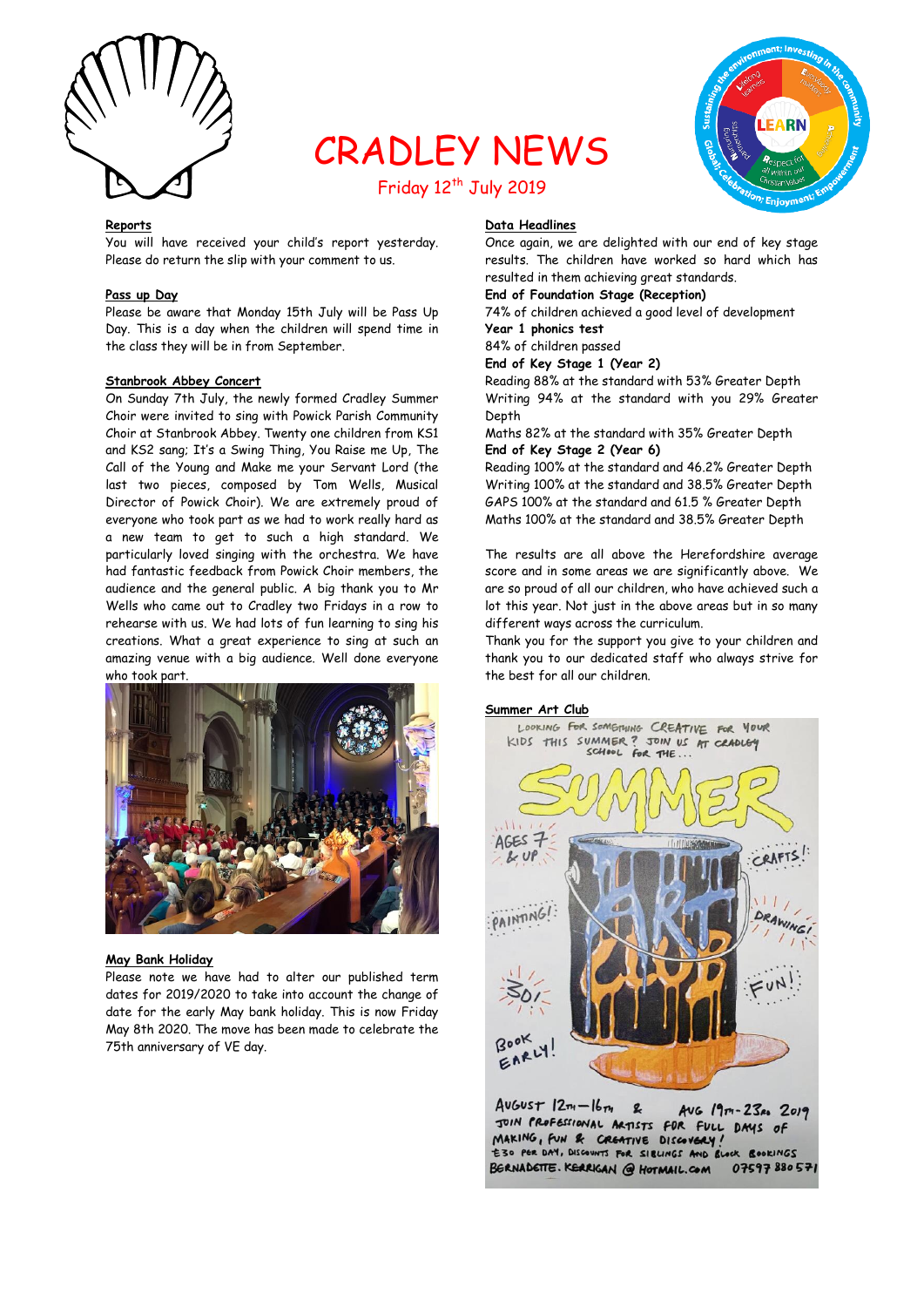# CRADLEY NEWS

Friday 12th July 2019

## Reports

You will have received your child's report yesterday. Please do return the slip with your comment to us.

## Pass up Day

Please be aware that Monday 15th July will be Pass Up Day. This is a day when the children will spend time in the class they will be in from September.

## Stanbrook Abbey Concert

On Sunday 7th July, the newly formed Cradley Summer Choir were invited to sing with Powick Parish Community Choir at Stanbrook Abbey. Twenty one children from KS1 and KS2 sang; It's a Swing Thing, You Raise me Up, The Call of the Young and Make me your Servant Lord (the last two pieces, composed by Tom Wells, Musical Director of Powick Choir). We are extremely proud of everyone who took part as we had to work really hard as a new team to get to such a high standard. We particularly loved singing with the orchestra. We have had fantastic feedback from Powick Choir members, the audience and the general public. A big thank you to Mr Wells who came out to Cradley two Fridays in a row to rehearse with us. We had lots of fun learning to sing his creations. What a great experience to sing at such an amazing venue with a big audience. Well done everyone who took part.

## May Bank Holiday

Please note we have had to alter our published term dates for 2019/2020 to take into account the change of date for the early May bank holiday. This is now Friday May 8th 2020. The move has been made to celebrate the 75th anniversary of VE day.

## Data Headlines

Once again, we are delighted with our end of key stage results. The children have worked so hard which has resulted in them achieving great standards.

**End of Foundation Stage (Reception)**
74% of children achieved a good level of development

**Year 1 phonics test**
84% of children passed

**End of Key Stage 1 (Year 2)**
Reading 88% at the standard with 53% Greater Depth
Writing 94% at the standard with you 29% Greater Depth
Maths 82% at the standard with 35% Greater Depth

**End of Key Stage 2 (Year 6)**
Reading 100% at the standard and 46.2% Greater Depth
Writing 100% at the standard and 38.5% Greater Depth
GAPS 100% at the standard and 61.5 % Greater Depth
Maths 100% at the standard and 38.5% Greater Depth

The results are all above the Herefordshire average score and in some areas we are significantly above. We are so proud of all our children, who have achieved such a lot this year. Not just in the above areas but in so many different ways across the curriculum.

Thank you for the support you give to your children and thank you to our dedicated staff who always strive for the best for all our children.

## Summer Art Club

Looking for something creative for your kids this summer? Join us at Cradley School for the...

SUMMER ART CLUB

Ages 7 & up! Crafts! Painting! Drawing! Fun! £30! Book early!

August 12th – 16th & Aug 19th – 23rd 2019
Join professional artists for full days of making, fun & creative discovery!
£30 per day, discounts for siblings and block bookings
BERNADETTE.KERRIGAN@HOTMAIL.COM 07597 880571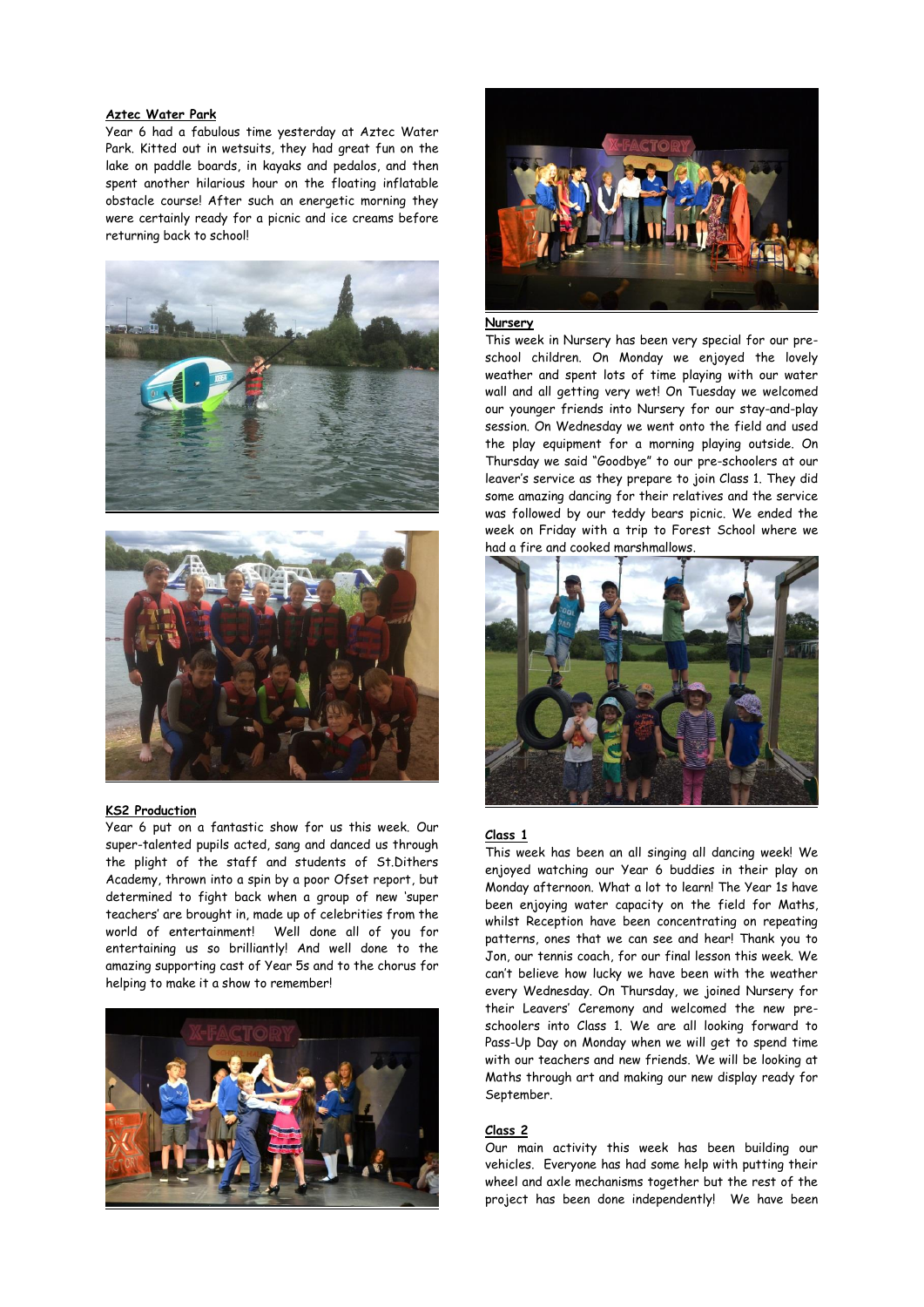**Aztec Water Park**

Year 6 had a fabulous time yesterday at Aztec Water Park. Kitted out in wetsuits, they had great fun on the lake on paddle boards, in kayaks and pedalos, and then spent another hilarious hour on the floating inflatable obstacle course! After such an energetic morning they were certainly ready for a picnic and ice creams before returning back to school!

**KS2 Production**

Year 6 put on a fantastic show for us this week. Our super-talented pupils acted, sang and danced us through the plight of the staff and students of St.Dithers Academy, thrown into a spin by a poor Ofset report, but determined to fight back when a group of new 'super teachers' are brought in, made up of celebrities from the world of entertainment! Well done all of you for entertaining us so brilliantly! And well done to the amazing supporting cast of Year 5s and to the chorus for helping to make it a show to remember!

**Nursery**

This week in Nursery has been very special for our pre-school children. On Monday we enjoyed the lovely weather and spent lots of time playing with our water wall and all getting very wet! On Tuesday we welcomed our younger friends into Nursery for our stay-and-play session. On Wednesday we went onto the field and used the play equipment for a morning playing outside. On Thursday we said "Goodbye" to our pre-schoolers at our leaver's service as they prepare to join Class 1. They did some amazing dancing for their relatives and the service was followed by our teddy bears picnic. We ended the week on Friday with a trip to Forest School where we had a fire and cooked marshmallows.

**Class 1**

This week has been an all singing all dancing week! We enjoyed watching our Year 6 buddies in their play on Monday afternoon. What a lot to learn! The Year 1s have been enjoying water capacity on the field for Maths, whilst Reception have been concentrating on repeating patterns, ones that we can see and hear! Thank you to Jon, our tennis coach, for our final lesson this week. We can't believe how lucky we have been with the weather every Wednesday. On Thursday, we joined Nursery for their Leavers' Ceremony and welcomed the new pre-schoolers into Class 1. We are all looking forward to Pass-Up Day on Monday when we will get to spend time with our teachers and new friends. We will be looking at Maths through art and making our new display ready for September.

**Class 2**

Our main activity this week has been building our vehicles. Everyone has had some help with putting their wheel and axle mechanisms together but the rest of the project has been done independently! We have been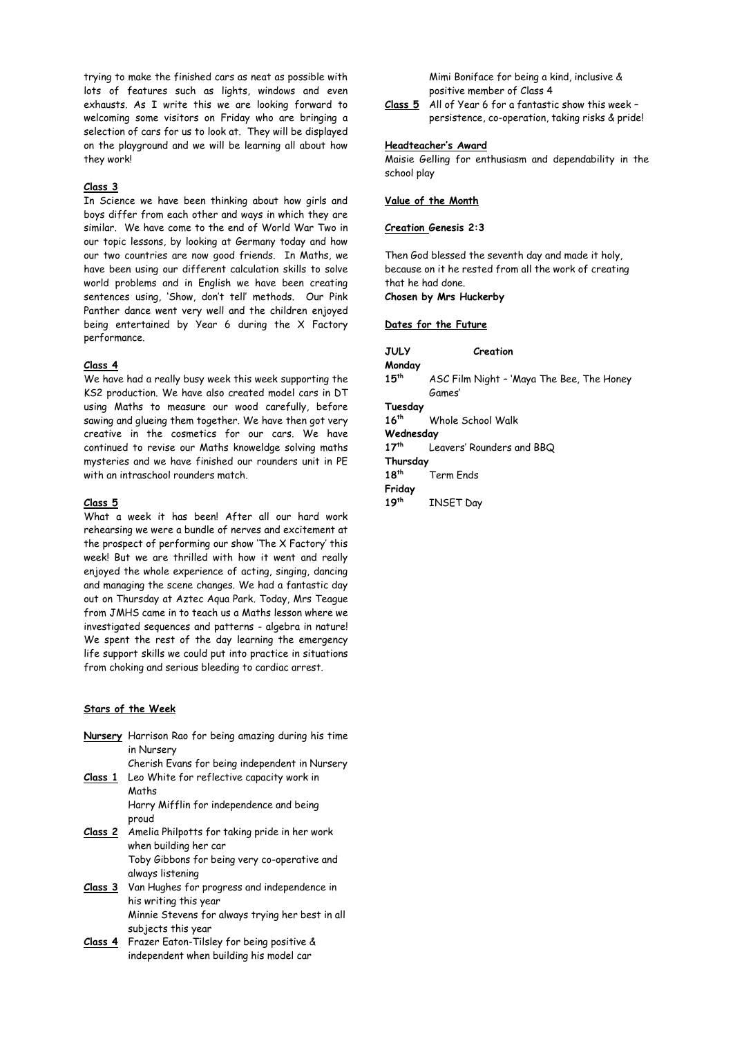trying to make the finished cars as neat as possible with lots of features such as lights, windows and even exhausts. As I write this we are looking forward to welcoming some visitors on Friday who are bringing a selection of cars for us to look at. They will be displayed on the playground and we will be learning all about how they work!

**Class 3**

In Science we have been thinking about how girls and boys differ from each other and ways in which they are similar. We have come to the end of World War Two in our topic lessons, by looking at Germany today and how our two countries are now good friends. In Maths, we have been using our different calculation skills to solve world problems and in English we have been creating sentences using, 'Show, don't tell' methods. Our Pink Panther dance went very well and the children enjoyed being entertained by Year 6 during the X Factory performance.

**Class 4**

We have had a really busy week this week supporting the KS2 production. We have also created model cars in DT using Maths to measure our wood carefully, before sawing and glueing them together. We have then got very creative in the cosmetics for our cars. We have continued to revise our Maths knoweldge solving maths mysteries and we have finished our rounders unit in PE with an intraschool rounders match.

**Class 5**

What a week it has been! After all our hard work rehearsing we were a bundle of nerves and excitement at the prospect of performing our show 'The X Factory' this week! But we are thrilled with how it went and really enjoyed the whole experience of acting, singing, dancing and managing the scene changes. We had a fantastic day out on Thursday at Aztec Aqua Park. Today, Mrs Teague from JMHS came in to teach us a Maths lesson where we investigated sequences and patterns - algebra in nature! We spent the rest of the day learning the emergency life support skills we could put into practice in situations from choking and serious bleeding to cardiac arrest.

**Stars of the Week**

**Nursery** Harrison Rao for being amazing during his time in Nursery
Cherish Evans for being independent in Nursery

**Class 1** Leo White for reflective capacity work in Maths
Harry Mifflin for independence and being proud

**Class 2** Amelia Philpotts for taking pride in her work when building her car
Toby Gibbons for being very co-operative and always listening

**Class 3** Van Hughes for progress and independence in his writing this year
Minnie Stevens for always trying her best in all subjects this year

**Class 4** Frazer Eaton-Tilsley for being positive & independent when building his model car
Mimi Boniface for being a kind, inclusive & positive member of Class 4

**Class 5** All of Year 6 for a fantastic show this week – persistence, co-operation, taking risks & pride!

**Headteacher's Award**

Maisie Gelling for enthusiasm and dependability in the school play

**Value of the Month**

**Creation Genesis 2:3**

Then God blessed the seventh day and made it holy, because on it he rested from all the work of creating that he had done.
**Chosen by Mrs Huckerby**

**Dates for the Future**

**JULY** **Creation**

**Monday**
**15th** ASC Film Night – 'Maya The Bee, The Honey Games'

**Tuesday**
**16th** Whole School Walk

**Wednesday**
**17th** Leavers' Rounders and BBQ

**Thursday**
**18th** Term Ends

**Friday**
**19th** INSET Day